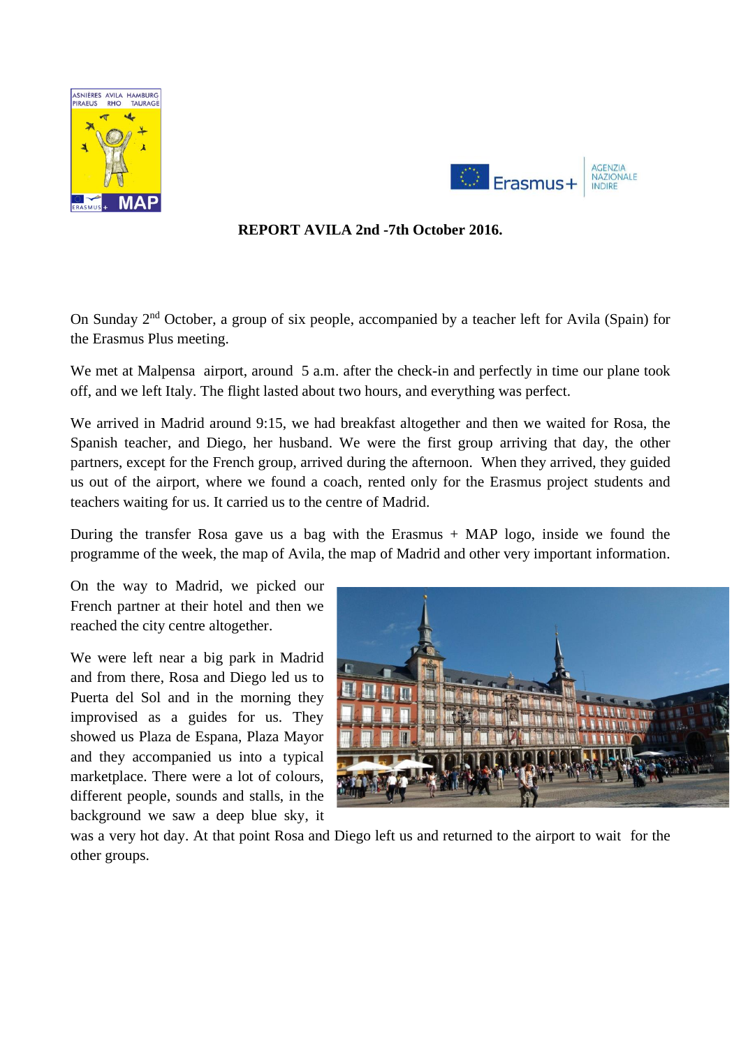**REPORT AVILA 2nd -7th October 2016.**

On Sunday 2nd October, a group of six people, accompanied by a teacher left for Avila (Spain) for the Erasmus Plus meeting.

We met at Malpensa airport, around 5 a.m. after the check-in and perfectly in time our plane took off, and we left Italy. The flight lasted about two hours, and everything was perfect.

We arrived in Madrid around 9:15, we had breakfast altogether and then we waited for Rosa, the Spanish teacher, and Diego, her husband. We were the first group arriving that day, the other partners, except for the French group, arrived during the afternoon. When they arrived, they guided us out of the airport, where we found a coach, rented only for the Erasmus project students and teachers waiting for us. It carried us to the centre of Madrid.

During the transfer Rosa gave us a bag with the Erasmus + MAP logo, inside we found the programme of the week, the map of Avila, the map of Madrid and other very important information.

On the way to Madrid, we picked our French partner at their hotel and then we reached the city centre altogether.

We were left near a big park in Madrid and from there, Rosa and Diego led us to Puerta del Sol and in the morning they improvised as a guides for us. They showed us Plaza de Espana, Plaza Mayor and they accompanied us into a typical marketplace. There were a lot of colours, different people, sounds and stalls, in the background we saw a deep blue sky, it was a very hot day. At that point Rosa and Diego left us and returned to the airport to wait for the other groups.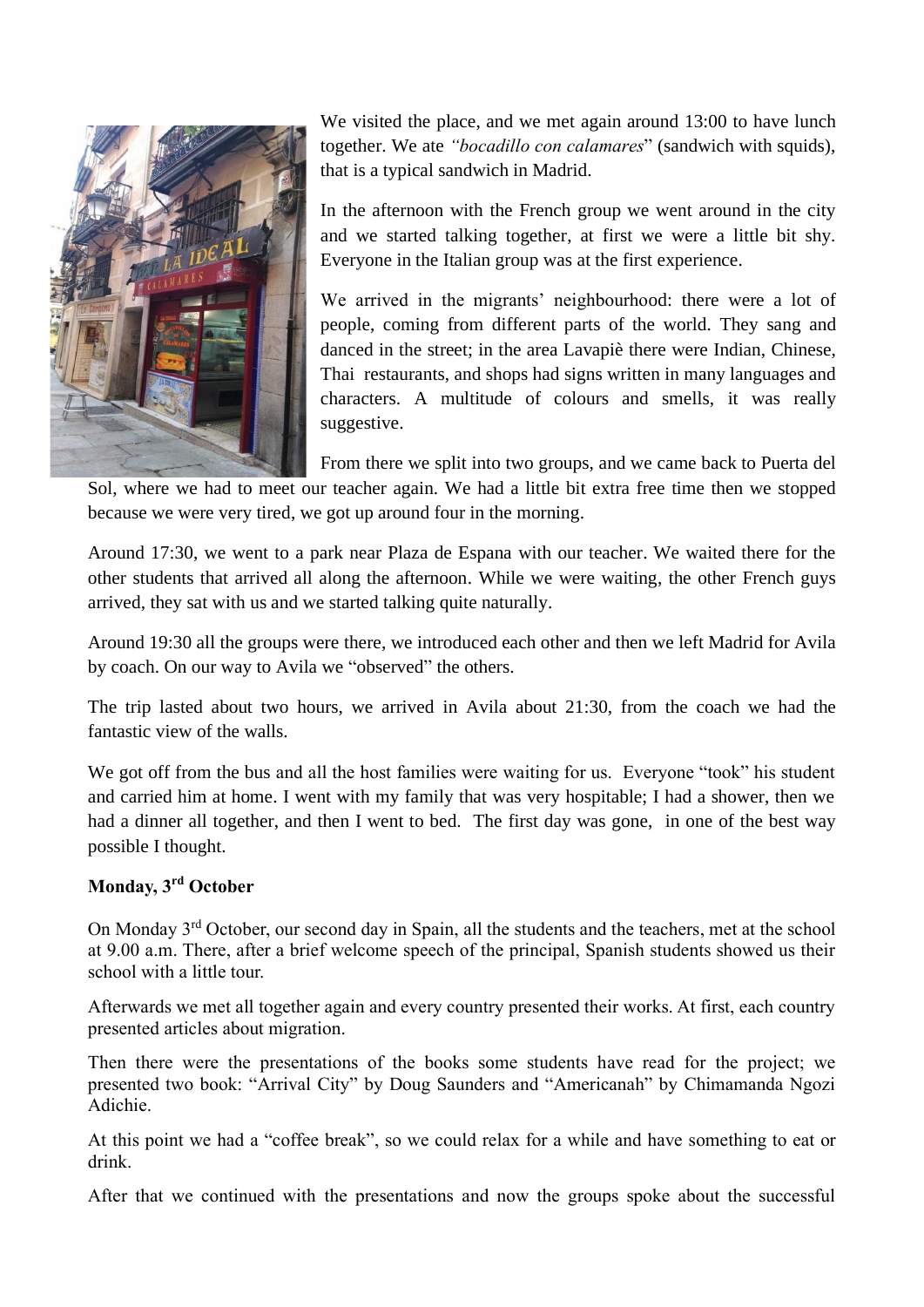We visited the place, and we met again around 13:00 to have lunch together. We ate *"bocadillo con calamares*" (sandwich with squids), that is a typical sandwich in Madrid.

In the afternoon with the French group we went around in the city and we started talking together, at first we were a little bit shy. Everyone in the Italian group was at the first experience.

We arrived in the migrants' neighbourhood: there were a lot of people, coming from different parts of the world. They sang and danced in the street; in the area Lavapiè there were Indian, Chinese, Thai restaurants, and shops had signs written in many languages and characters. A multitude of colours and smells, it was really suggestive.

From there we split into two groups, and we came back to Puerta del Sol, where we had to meet our teacher again. We had a little bit extra free time then we stopped because we were very tired, we got up around four in the morning.

Around 17:30, we went to a park near Plaza de Espana with our teacher. We waited there for the other students that arrived all along the afternoon. While we were waiting, the other French guys arrived, they sat with us and we started talking quite naturally.

Around 19:30 all the groups were there, we introduced each other and then we left Madrid for Avila by coach. On our way to Avila we "observed" the others.

The trip lasted about two hours, we arrived in Avila about 21:30, from the coach we had the fantastic view of the walls.

We got off from the bus and all the host families were waiting for us. Everyone "took" his student and carried him at home. I went with my family that was very hospitable; I had a shower, then we had a dinner all together, and then I went to bed. The first day was gone, in one of the best way possible I thought.

**Monday, 3rd October**

On Monday 3rd October, our second day in Spain, all the students and the teachers, met at the school at 9.00 a.m. There, after a brief welcome speech of the principal, Spanish students showed us their school with a little tour.

Afterwards we met all together again and every country presented their works. At first, each country presented articles about migration.

Then there were the presentations of the books some students have read for the project; we presented two book: "Arrival City" by Doug Saunders and "Americanah" by Chimamanda Ngozi Adichie.

At this point we had a "coffee break", so we could relax for a while and have something to eat or drink.

After that we continued with the presentations and now the groups spoke about the successful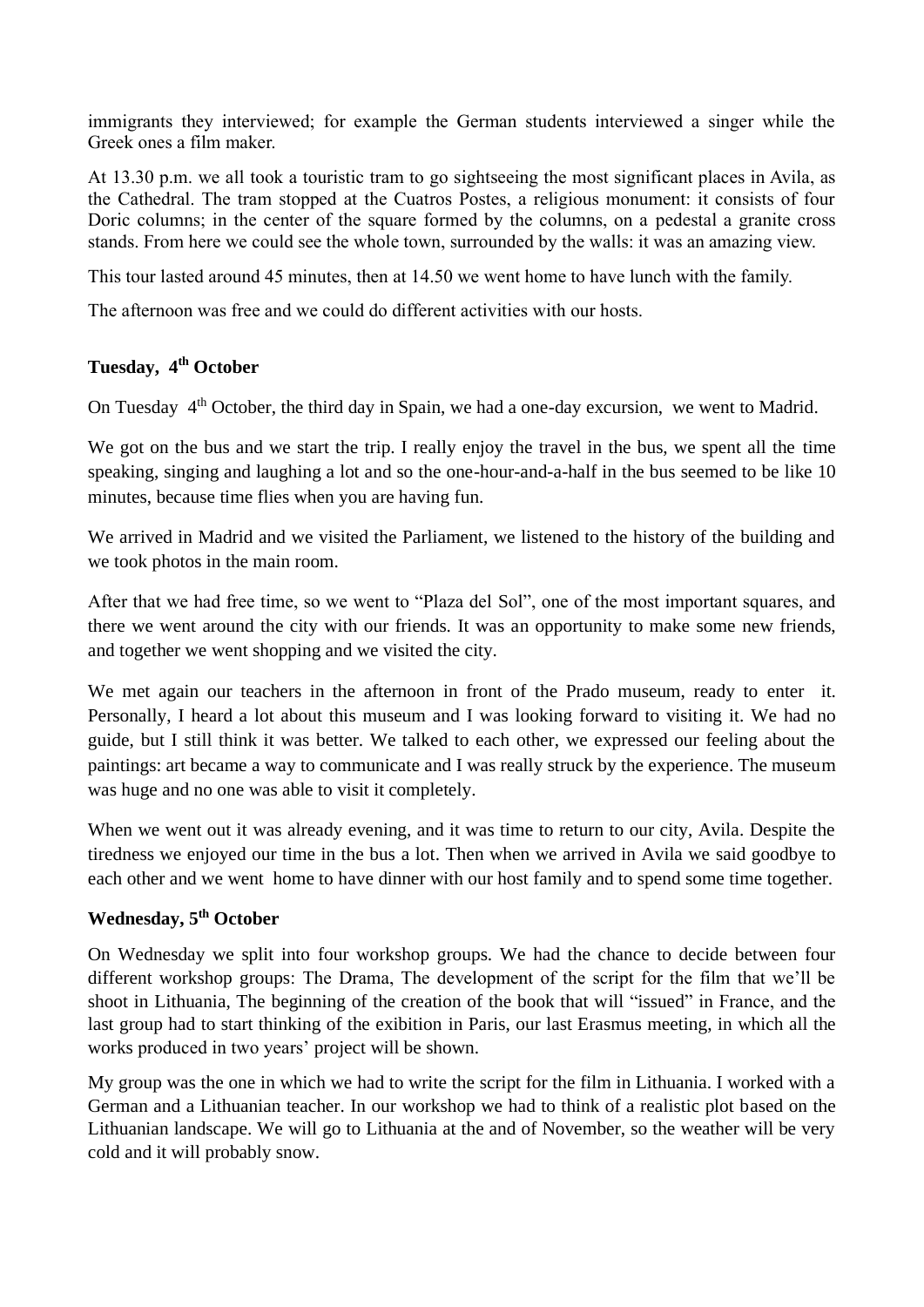immigrants they interviewed; for example the German students interviewed a singer while the Greek ones a film maker.

At 13.30 p.m. we all took a touristic tram to go sightseeing the most significant places in Avila, as the Cathedral. The tram stopped at the Cuatros Postes, a religious monument: it consists of four Doric columns; in the center of the square formed by the columns, on a pedestal a granite cross stands. From here we could see the whole town, surrounded by the walls: it was an amazing view.

This tour lasted around 45 minutes, then at 14.50 we went home to have lunch with the family.

The afternoon was free and we could do different activities with our hosts.

**Tuesday, 4th October**

On Tuesday 4th October, the third day in Spain, we had a one-day excursion, we went to Madrid.

We got on the bus and we start the trip. I really enjoy the travel in the bus, we spent all the time speaking, singing and laughing a lot and so the one-hour-and-a-half in the bus seemed to be like 10 minutes, because time flies when you are having fun.

We arrived in Madrid and we visited the Parliament, we listened to the history of the building and we took photos in the main room.

After that we had free time, so we went to "Plaza del Sol", one of the most important squares, and there we went around the city with our friends. It was an opportunity to make some new friends, and together we went shopping and we visited the city.

We met again our teachers in the afternoon in front of the Prado museum, ready to enter it. Personally, I heard a lot about this museum and I was looking forward to visiting it. We had no guide, but I still think it was better. We talked to each other, we expressed our feeling about the paintings: art became a way to communicate and I was really struck by the experience. The museum was huge and no one was able to visit it completely.

When we went out it was already evening, and it was time to return to our city, Avila. Despite the tiredness we enjoyed our time in the bus a lot. Then when we arrived in Avila we said goodbye to each other and we went home to have dinner with our host family and to spend some time together.

**Wednesday, 5th October**

On Wednesday we split into four workshop groups. We had the chance to decide between four different workshop groups: The Drama, The development of the script for the film that we'll be shoot in Lithuania, The beginning of the creation of the book that will "issued" in France, and the last group had to start thinking of the exibition in Paris, our last Erasmus meeting, in which all the works produced in two years' project will be shown.

My group was the one in which we had to write the script for the film in Lithuania. I worked with a German and a Lithuanian teacher. In our workshop we had to think of a realistic plot based on the Lithuanian landscape. We will go to Lithuania at the and of November, so the weather will be very cold and it will probably snow.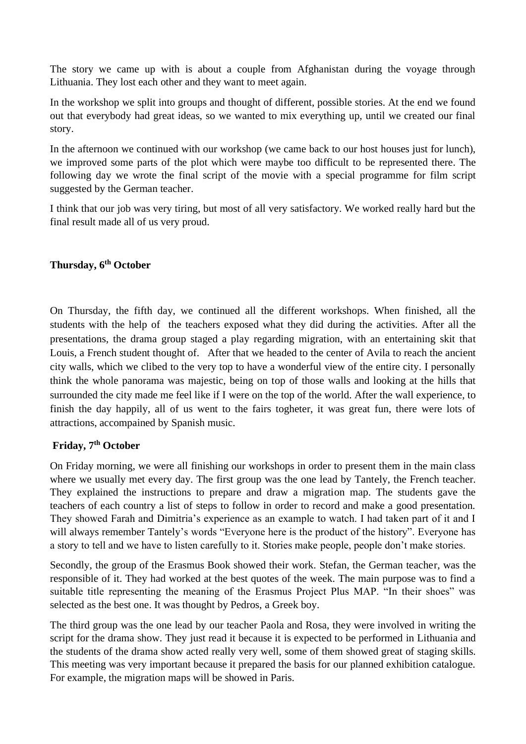The story we came up with is about a couple from Afghanistan during the voyage through Lithuania. They lost each other and they want to meet again.

In the workshop we split into groups and thought of different, possible stories. At the end we found out that everybody had great ideas, so we wanted to mix everything up, until we created our final story.

In the afternoon we continued with our workshop (we came back to our host houses just for lunch), we improved some parts of the plot which were maybe too difficult to be represented there. The following day we wrote the final script of the movie with a special programme for film script suggested by the German teacher.

I think that our job was very tiring, but most of all very satisfactory. We worked really hard but the final result made all of us very proud.

**Thursday, 6th October**

On Thursday, the fifth day, we continued all the different workshops. When finished, all the students with the help of the teachers exposed what they did during the activities. After all the presentations, the drama group staged a play regarding migration, with an entertaining skit that Louis, a French student thought of. After that we headed to the center of Avila to reach the ancient city walls, which we clibed to the very top to have a wonderful view of the entire city. I personally think the whole panorama was majestic, being on top of those walls and looking at the hills that surrounded the city made me feel like if I were on the top of the world. After the wall experience, to finish the day happily, all of us went to the fairs togheter, it was great fun, there were lots of attractions, accompained by Spanish music.

**Friday, 7th October**

On Friday morning, we were all finishing our workshops in order to present them in the main class where we usually met every day. The first group was the one lead by Tantely, the French teacher. They explained the instructions to prepare and draw a migration map. The students gave the teachers of each country a list of steps to follow in order to record and make a good presentation. They showed Farah and Dimitria's experience as an example to watch. I had taken part of it and I will always remember Tantely's words "Everyone here is the product of the history". Everyone has a story to tell and we have to listen carefully to it. Stories make people, people don't make stories.

Secondly, the group of the Erasmus Book showed their work. Stefan, the German teacher, was the responsible of it. They had worked at the best quotes of the week. The main purpose was to find a suitable title representing the meaning of the Erasmus Project Plus MAP. "In their shoes" was selected as the best one. It was thought by Pedros, a Greek boy.

The third group was the one lead by our teacher Paola and Rosa, they were involved in writing the script for the drama show. They just read it because it is expected to be performed in Lithuania and the students of the drama show acted really very well, some of them showed great of staging skills. This meeting was very important because it prepared the basis for our planned exhibition catalogue. For example, the migration maps will be showed in Paris.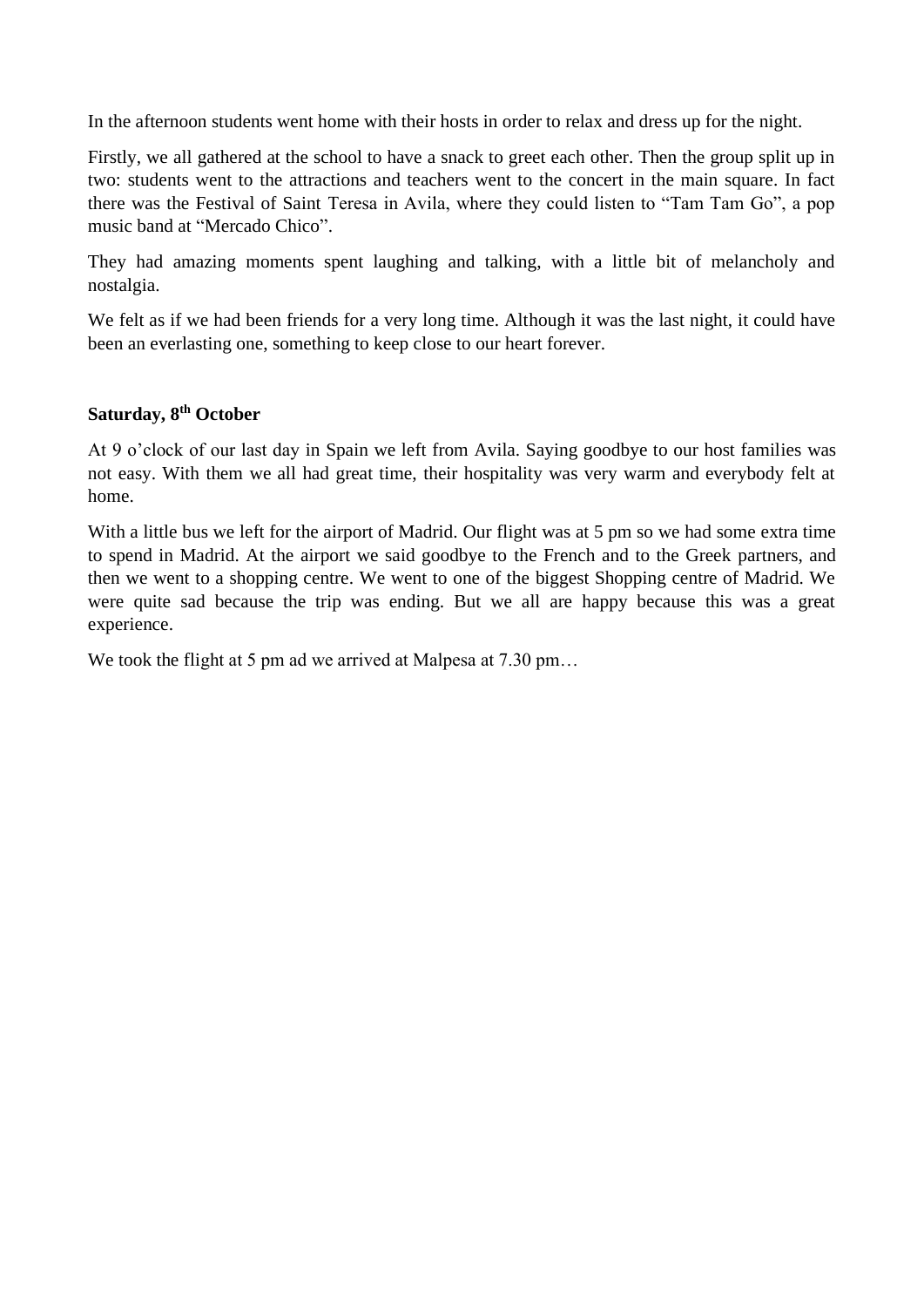In the afternoon students went home with their hosts in order to relax and dress up for the night.

Firstly, we all gathered at the school to have a snack to greet each other. Then the group split up in two: students went to the attractions and teachers went to the concert in the main square. In fact there was the Festival of Saint Teresa in Avila, where they could listen to "Tam Tam Go", a pop music band at "Mercado Chico".

They had amazing moments spent laughing and talking, with a little bit of melancholy and nostalgia.

We felt as if we had been friends for a very long time. Although it was the last night, it could have been an everlasting one, something to keep close to our heart forever.

**Saturday, 8th October**

At 9 o'clock of our last day in Spain we left from Avila. Saying goodbye to our host families was not easy. With them we all had great time, their hospitality was very warm and everybody felt at home.

With a little bus we left for the airport of Madrid. Our flight was at 5 pm so we had some extra time to spend in Madrid. At the airport we said goodbye to the French and to the Greek partners, and then we went to a shopping centre. We went to one of the biggest Shopping centre of Madrid. We were quite sad because the trip was ending. But we all are happy because this was a great experience.

We took the flight at 5 pm ad we arrived at Malpesa at 7.30 pm…